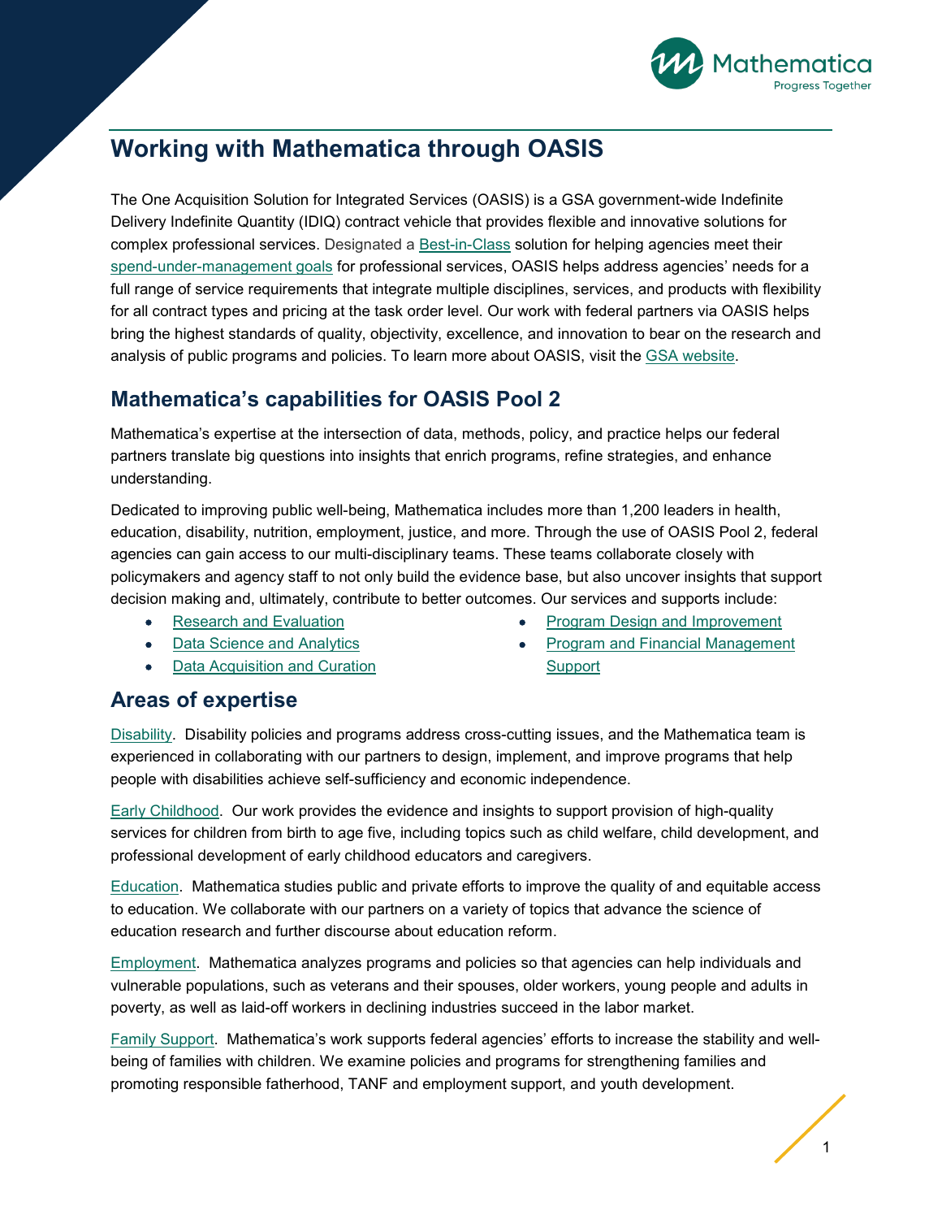# Working with Mathematica through OASIS

The One Acquisition Solution for Integrated Services (OASIS) is a GSA government-wide Indefinite Delivery Indefinite Quantity (IDIQ) contract vehicle that provides flexible and innovative solutions for complex professional services. Designated a Best-in-Class solution for helping agencies meet their spend-under-management goals for professional services, OASIS helps address agencies' needs for a full range of service requirements that integrate multiple disciplines, services, and products with flexibility for all contract types and pricing at the task order level. Our work with federal partners via OASIS helps bring the highest standards of quality, objectivity, excellence, and innovation to bear on the research and analysis of public programs and policies. To learn more about OASIS, visit the GSA website.

## Mathematica's capabilities for OASIS Pool 2

Mathematica's expertise at the intersection of data, methods, policy, and practice helps our federal partners translate big questions into insights that enrich programs, refine strategies, and enhance understanding.

Dedicated to improving public well-being, Mathematica includes more than 1,200 leaders in health, education, disability, nutrition, employment, justice, and more. Through the use of OASIS Pool 2, federal agencies can gain access to our multi-disciplinary teams. These teams collaborate closely with policymakers and agency staff to not only build the evidence base, but also uncover insights that support decision making and, ultimately, contribute to better outcomes. Our services and supports include:

- Research and Evaluation
- Data Science and Analytics
- Data Acquisition and Curation
- Program Design and Improvement
- Program and Financial Management Support

## Areas of expertise

Disability. Disability policies and programs address cross-cutting issues, and the Mathematica team is experienced in collaborating with our partners to design, implement, and improve programs that help people with disabilities achieve self-sufficiency and economic independence.

Early Childhood. Our work provides the evidence and insights to support provision of high-quality services for children from birth to age five, including topics such as child welfare, child development, and professional development of early childhood educators and caregivers.

Education. Mathematica studies public and private efforts to improve the quality of and equitable access to education. We collaborate with our partners on a variety of topics that advance the science of education research and further discourse about education reform.

Employment. Mathematica analyzes programs and policies so that agencies can help individuals and vulnerable populations, such as veterans and their spouses, older workers, young people and adults in poverty, as well as laid-off workers in declining industries succeed in the labor market.

Family Support. Mathematica's work supports federal agencies' efforts to increase the stability and well-being of families with children. We examine policies and programs for strengthening families and promoting responsible fatherhood, TANF and employment support, and youth development.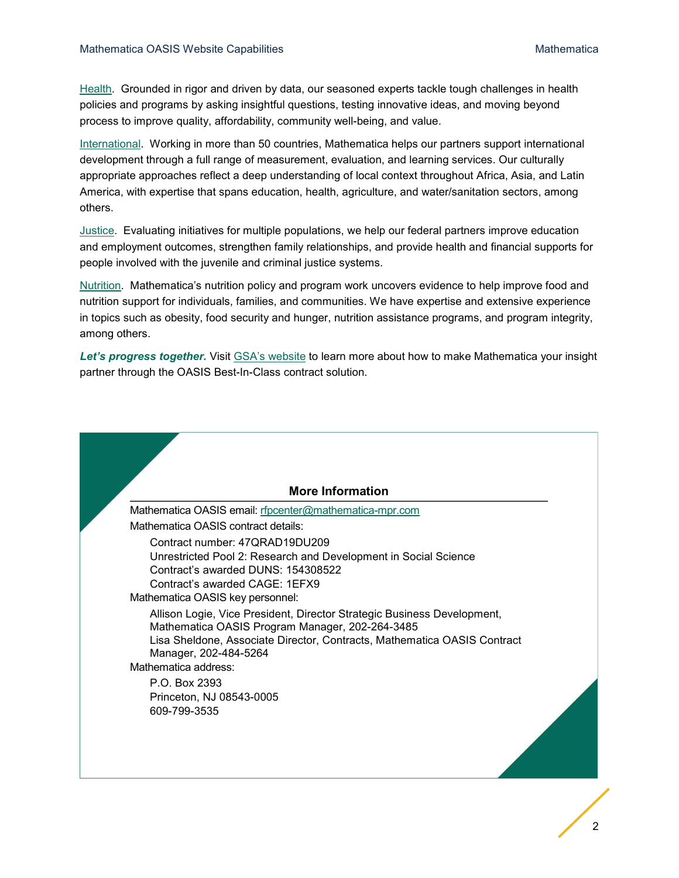Health. Grounded in rigor and driven by data, our seasoned experts tackle tough challenges in health policies and programs by asking insightful questions, testing innovative ideas, and moving beyond process to improve quality, affordability, community well-being, and value.

International. Working in more than 50 countries, Mathematica helps our partners support international development through a full range of measurement, evaluation, and learning services. Our culturally appropriate approaches reflect a deep understanding of local context throughout Africa, Asia, and Latin America, with expertise that spans education, health, agriculture, and water/sanitation sectors, among others.

Justice. Evaluating initiatives for multiple populations, we help our federal partners improve education and employment outcomes, strengthen family relationships, and provide health and financial supports for people involved with the juvenile and criminal justice systems.

Nutrition. Mathematica's nutrition policy and program work uncovers evidence to help improve food and nutrition support for individuals, families, and communities. We have expertise and extensive experience in topics such as obesity, food security and hunger, nutrition assistance programs, and program integrity, among others.

***Let's progress together.*** Visit GSA's website to learn more about how to make Mathematica your insight partner through the OASIS Best-In-Class contract solution.

### More Information

Mathematica OASIS email: rfpcenter@mathematica-mpr.com

Mathematica OASIS contract details:

- Contract number: 47QRAD19DU209
- Unrestricted Pool 2: Research and Development in Social Science
- Contract's awarded DUNS: 154308522
- Contract's awarded CAGE: 1EFX9

Mathematica OASIS key personnel:

- Allison Logie, Vice President, Director Strategic Business Development, Mathematica OASIS Program Manager, 202-264-3485
- Lisa Sheldone, Associate Director, Contracts, Mathematica OASIS Contract Manager, 202-484-5264

Mathematica address:

P.O. Box 2393
Princeton, NJ 08543-0005
609-799-3535